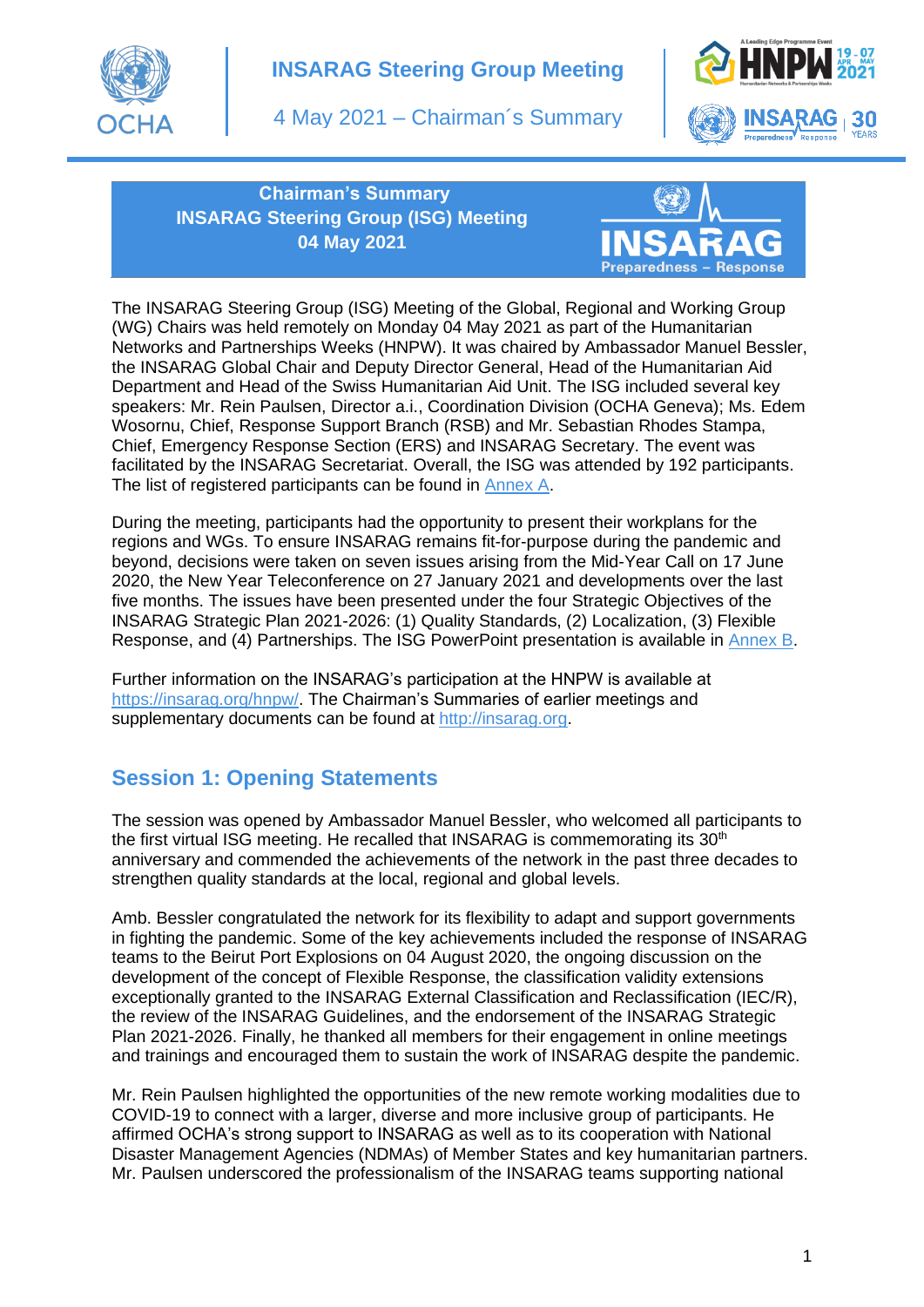**Chairman's Summary**
**INSARAG Steering Group (ISG) Meeting**
**04 May 2021**

The INSARAG Steering Group (ISG) Meeting of the Global, Regional and Working Group (WG) Chairs was held remotely on Monday 04 May 2021 as part of the Humanitarian Networks and Partnerships Weeks (HNPW). It was chaired by Ambassador Manuel Bessler, the INSARAG Global Chair and Deputy Director General, Head of the Humanitarian Aid Department and Head of the Swiss Humanitarian Aid Unit. The ISG included several key speakers: Mr. Rein Paulsen, Director a.i., Coordination Division (OCHA Geneva); Ms. Edem Wosornu, Chief, Response Support Branch (RSB) and Mr. Sebastian Rhodes Stampa, Chief, Emergency Response Section (ERS) and INSARAG Secretary. The event was facilitated by the INSARAG Secretariat. Overall, the ISG was attended by 192 participants. The list of registered participants can be found in Annex A.

During the meeting, participants had the opportunity to present their workplans for the regions and WGs. To ensure INSARAG remains fit-for-purpose during the pandemic and beyond, decisions were taken on seven issues arising from the Mid-Year Call on 17 June 2020, the New Year Teleconference on 27 January 2021 and developments over the last five months. The issues have been presented under the four Strategic Objectives of the INSARAG Strategic Plan 2021-2026: (1) Quality Standards, (2) Localization, (3) Flexible Response, and (4) Partnerships. The ISG PowerPoint presentation is available in Annex B.

Further information on the INSARAG's participation at the HNPW is available at https://insarag.org/hnpw/. The Chairman's Summaries of earlier meetings and supplementary documents can be found at http://insarag.org.

## Session 1: Opening Statements

The session was opened by Ambassador Manuel Bessler, who welcomed all participants to the first virtual ISG meeting. He recalled that INSARAG is commemorating its 30th anniversary and commended the achievements of the network in the past three decades to strengthen quality standards at the local, regional and global levels.

Amb. Bessler congratulated the network for its flexibility to adapt and support governments in fighting the pandemic. Some of the key achievements included the response of INSARAG teams to the Beirut Port Explosions on 04 August 2020, the ongoing discussion on the development of the concept of Flexible Response, the classification validity extensions exceptionally granted to the INSARAG External Classification and Reclassification (IEC/R), the review of the INSARAG Guidelines, and the endorsement of the INSARAG Strategic Plan 2021-2026. Finally, he thanked all members for their engagement in online meetings and trainings and encouraged them to sustain the work of INSARAG despite the pandemic.

Mr. Rein Paulsen highlighted the opportunities of the new remote working modalities due to COVID-19 to connect with a larger, diverse and more inclusive group of participants. He affirmed OCHA's strong support to INSARAG as well as to its cooperation with National Disaster Management Agencies (NDMAs) of Member States and key humanitarian partners. Mr. Paulsen underscored the professionalism of the INSARAG teams supporting national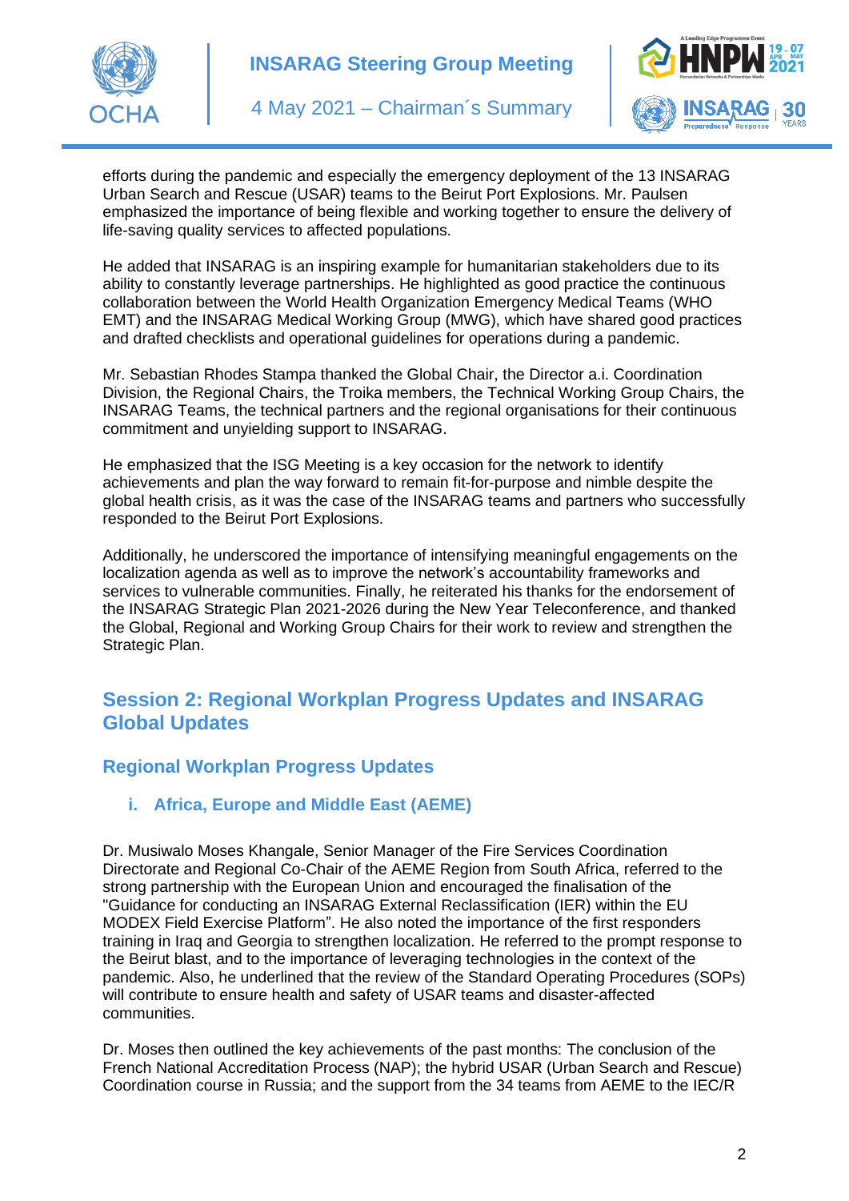efforts during the pandemic and especially the emergency deployment of the 13 INSARAG Urban Search and Rescue (USAR) teams to the Beirut Port Explosions. Mr. Paulsen emphasized the importance of being flexible and working together to ensure the delivery of life-saving quality services to affected populations.

He added that INSARAG is an inspiring example for humanitarian stakeholders due to its ability to constantly leverage partnerships. He highlighted as good practice the continuous collaboration between the World Health Organization Emergency Medical Teams (WHO EMT) and the INSARAG Medical Working Group (MWG), which have shared good practices and drafted checklists and operational guidelines for operations during a pandemic.

Mr. Sebastian Rhodes Stampa thanked the Global Chair, the Director a.i. Coordination Division, the Regional Chairs, the Troika members, the Technical Working Group Chairs, the INSARAG Teams, the technical partners and the regional organisations for their continuous commitment and unyielding support to INSARAG.

He emphasized that the ISG Meeting is a key occasion for the network to identify achievements and plan the way forward to remain fit-for-purpose and nimble despite the global health crisis, as it was the case of the INSARAG teams and partners who successfully responded to the Beirut Port Explosions.

Additionally, he underscored the importance of intensifying meaningful engagements on the localization agenda as well as to improve the network's accountability frameworks and services to vulnerable communities. Finally, he reiterated his thanks for the endorsement of the INSARAG Strategic Plan 2021-2026 during the New Year Teleconference, and thanked the Global, Regional and Working Group Chairs for their work to review and strengthen the Strategic Plan.

## Session 2: Regional Workplan Progress Updates and INSARAG Global Updates

### Regional Workplan Progress Updates

#### i. Africa, Europe and Middle East (AEME)

Dr. Musiwalo Moses Khangale, Senior Manager of the Fire Services Coordination Directorate and Regional Co-Chair of the AEME Region from South Africa, referred to the strong partnership with the European Union and encouraged the finalisation of the "Guidance for conducting an INSARAG External Reclassification (IER) within the EU MODEX Field Exercise Platform". He also noted the importance of the first responders training in Iraq and Georgia to strengthen localization. He referred to the prompt response to the Beirut blast, and to the importance of leveraging technologies in the context of the pandemic. Also, he underlined that the review of the Standard Operating Procedures (SOPs) will contribute to ensure health and safety of USAR teams and disaster-affected communities.

Dr. Moses then outlined the key achievements of the past months: The conclusion of the French National Accreditation Process (NAP); the hybrid USAR (Urban Search and Rescue) Coordination course in Russia; and the support from the 34 teams from AEME to the IEC/R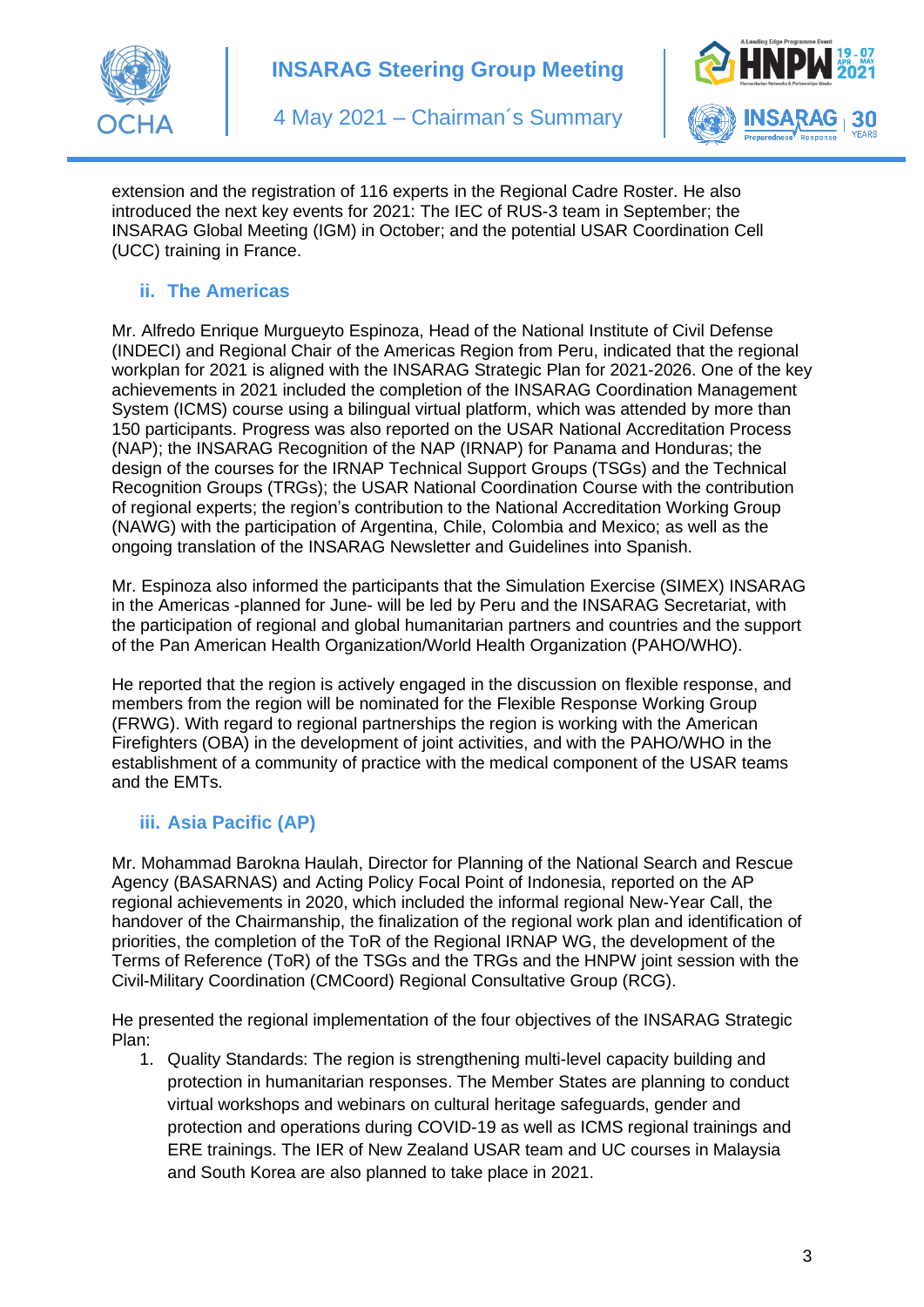extension and the registration of 116 experts in the Regional Cadre Roster. He also introduced the next key events for 2021: The IEC of RUS-3 team in September; the INSARAG Global Meeting (IGM) in October; and the potential USAR Coordination Cell (UCC) training in France.

### ii. The Americas

Mr. Alfredo Enrique Murgueyto Espinoza, Head of the National Institute of Civil Defense (INDECI) and Regional Chair of the Americas Region from Peru, indicated that the regional workplan for 2021 is aligned with the INSARAG Strategic Plan for 2021-2026. One of the key achievements in 2021 included the completion of the INSARAG Coordination Management System (ICMS) course using a bilingual virtual platform, which was attended by more than 150 participants. Progress was also reported on the USAR National Accreditation Process (NAP); the INSARAG Recognition of the NAP (IRNAP) for Panama and Honduras; the design of the courses for the IRNAP Technical Support Groups (TSGs) and the Technical Recognition Groups (TRGs); the USAR National Coordination Course with the contribution of regional experts; the region's contribution to the National Accreditation Working Group (NAWG) with the participation of Argentina, Chile, Colombia and Mexico; as well as the ongoing translation of the INSARAG Newsletter and Guidelines into Spanish.

Mr. Espinoza also informed the participants that the Simulation Exercise (SIMEX) INSARAG in the Americas -planned for June- will be led by Peru and the INSARAG Secretariat, with the participation of regional and global humanitarian partners and countries and the support of the Pan American Health Organization/World Health Organization (PAHO/WHO).

He reported that the region is actively engaged in the discussion on flexible response, and members from the region will be nominated for the Flexible Response Working Group (FRWG). With regard to regional partnerships the region is working with the American Firefighters (OBA) in the development of joint activities, and with the PAHO/WHO in the establishment of a community of practice with the medical component of the USAR teams and the EMTs.

### iii. Asia Pacific (AP)

Mr. Mohammad Barokna Haulah, Director for Planning of the National Search and Rescue Agency (BASARNAS) and Acting Policy Focal Point of Indonesia, reported on the AP regional achievements in 2020, which included the informal regional New-Year Call, the handover of the Chairmanship, the finalization of the regional work plan and identification of priorities, the completion of the ToR of the Regional IRNAP WG, the development of the Terms of Reference (ToR) of the TSGs and the TRGs and the HNPW joint session with the Civil-Military Coordination (CMCoord) Regional Consultative Group (RCG).

He presented the regional implementation of the four objectives of the INSARAG Strategic Plan:

1. Quality Standards: The region is strengthening multi-level capacity building and protection in humanitarian responses. The Member States are planning to conduct virtual workshops and webinars on cultural heritage safeguards, gender and protection and operations during COVID-19 as well as ICMS regional trainings and ERE trainings. The IER of New Zealand USAR team and UC courses in Malaysia and South Korea are also planned to take place in 2021.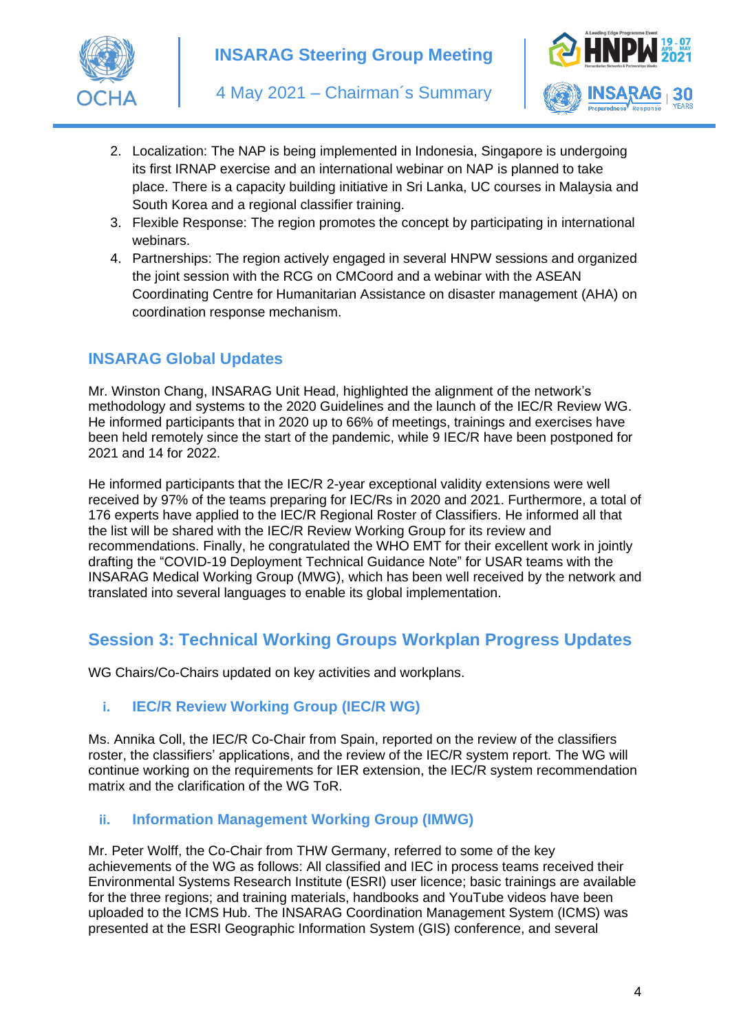2. Localization: The NAP is being implemented in Indonesia, Singapore is undergoing its first IRNAP exercise and an international webinar on NAP is planned to take place. There is a capacity building initiative in Sri Lanka, UC courses in Malaysia and South Korea and a regional classifier training.
3. Flexible Response: The region promotes the concept by participating in international webinars.
4. Partnerships: The region actively engaged in several HNPW sessions and organized the joint session with the RCG on CMCoord and a webinar with the ASEAN Coordinating Centre for Humanitarian Assistance on disaster management (AHA) on coordination response mechanism.

### INSARAG Global Updates

Mr. Winston Chang, INSARAG Unit Head, highlighted the alignment of the network's methodology and systems to the 2020 Guidelines and the launch of the IEC/R Review WG. He informed participants that in 2020 up to 66% of meetings, trainings and exercises have been held remotely since the start of the pandemic, while 9 IEC/R have been postponed for 2021 and 14 for 2022.

He informed participants that the IEC/R 2-year exceptional validity extensions were well received by 97% of the teams preparing for IEC/Rs in 2020 and 2021. Furthermore, a total of 176 experts have applied to the IEC/R Regional Roster of Classifiers. He informed all that the list will be shared with the IEC/R Review Working Group for its review and recommendations. Finally, he congratulated the WHO EMT for their excellent work in jointly drafting the "COVID-19 Deployment Technical Guidance Note" for USAR teams with the INSARAG Medical Working Group (MWG), which has been well received by the network and translated into several languages to enable its global implementation.

## Session 3: Technical Working Groups Workplan Progress Updates

WG Chairs/Co-Chairs updated on key activities and workplans.

### i. IEC/R Review Working Group (IEC/R WG)

Ms. Annika Coll, the IEC/R Co-Chair from Spain, reported on the review of the classifiers roster, the classifiers' applications, and the review of the IEC/R system report. The WG will continue working on the requirements for IER extension, the IEC/R system recommendation matrix and the clarification of the WG ToR.

### ii. Information Management Working Group (IMWG)

Mr. Peter Wolff, the Co-Chair from THW Germany, referred to some of the key achievements of the WG as follows: All classified and IEC in process teams received their Environmental Systems Research Institute (ESRI) user licence; basic trainings are available for the three regions; and training materials, handbooks and YouTube videos have been uploaded to the ICMS Hub. The INSARAG Coordination Management System (ICMS) was presented at the ESRI Geographic Information System (GIS) conference, and several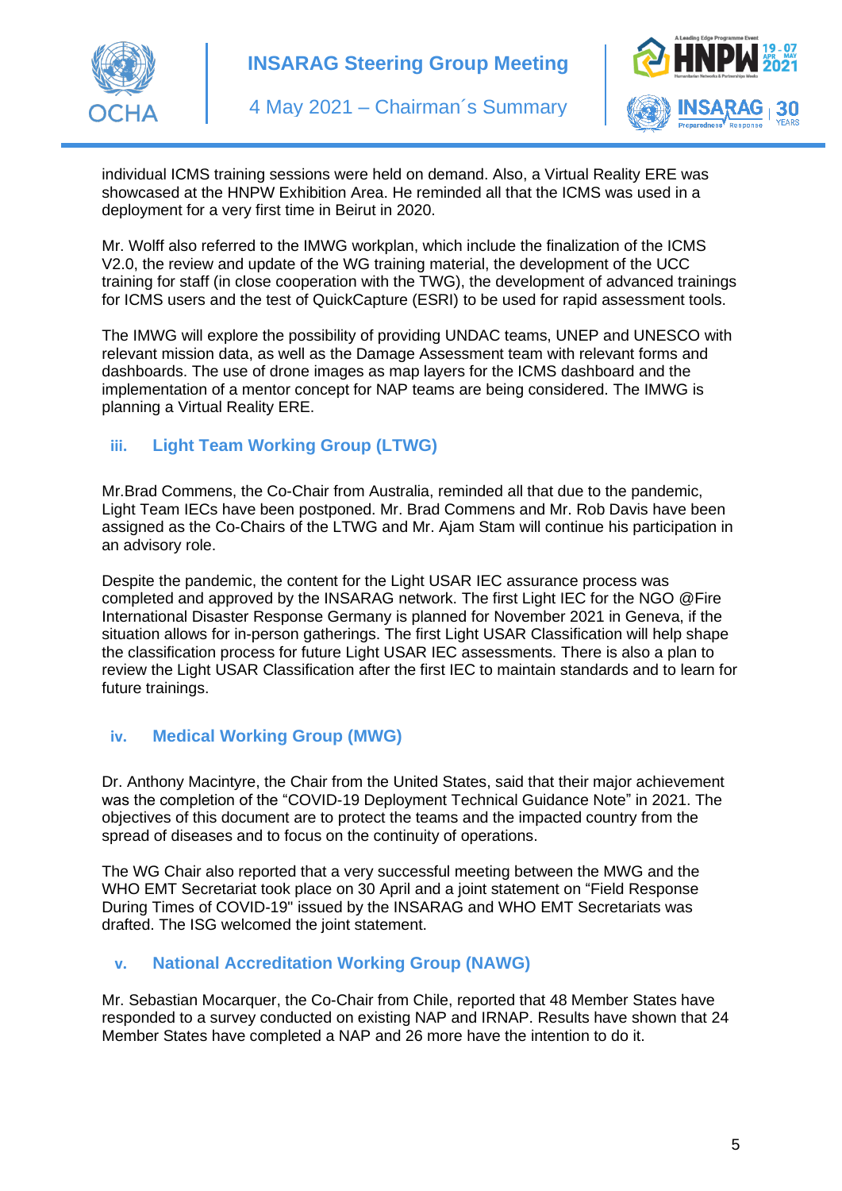individual ICMS training sessions were held on demand. Also, a Virtual Reality ERE was showcased at the HNPW Exhibition Area. He reminded all that the ICMS was used in a deployment for a very first time in Beirut in 2020.

Mr. Wolff also referred to the IMWG workplan, which include the finalization of the ICMS V2.0, the review and update of the WG training material, the development of the UCC training for staff (in close cooperation with the TWG), the development of advanced trainings for ICMS users and the test of QuickCapture (ESRI) to be used for rapid assessment tools.

The IMWG will explore the possibility of providing UNDAC teams, UNEP and UNESCO with relevant mission data, as well as the Damage Assessment team with relevant forms and dashboards. The use of drone images as map layers for the ICMS dashboard and the implementation of a mentor concept for NAP teams are being considered. The IMWG is planning a Virtual Reality ERE.

### iii. Light Team Working Group (LTWG)

Mr.Brad Commens, the Co-Chair from Australia, reminded all that due to the pandemic, Light Team IECs have been postponed. Mr. Brad Commens and Mr. Rob Davis have been assigned as the Co-Chairs of the LTWG and Mr. Ajam Stam will continue his participation in an advisory role.

Despite the pandemic, the content for the Light USAR IEC assurance process was completed and approved by the INSARAG network. The first Light IEC for the NGO @Fire International Disaster Response Germany is planned for November 2021 in Geneva, if the situation allows for in-person gatherings. The first Light USAR Classification will help shape the classification process for future Light USAR IEC assessments. There is also a plan to review the Light USAR Classification after the first IEC to maintain standards and to learn for future trainings.

### iv. Medical Working Group (MWG)

Dr. Anthony Macintyre, the Chair from the United States, said that their major achievement was the completion of the "COVID-19 Deployment Technical Guidance Note" in 2021. The objectives of this document are to protect the teams and the impacted country from the spread of diseases and to focus on the continuity of operations.

The WG Chair also reported that a very successful meeting between the MWG and the WHO EMT Secretariat took place on 30 April and a joint statement on "Field Response During Times of COVID-19" issued by the INSARAG and WHO EMT Secretariats was drafted. The ISG welcomed the joint statement.

### v. National Accreditation Working Group (NAWG)

Mr. Sebastian Mocarquer, the Co-Chair from Chile, reported that 48 Member States have responded to a survey conducted on existing NAP and IRNAP. Results have shown that 24 Member States have completed a NAP and 26 more have the intention to do it.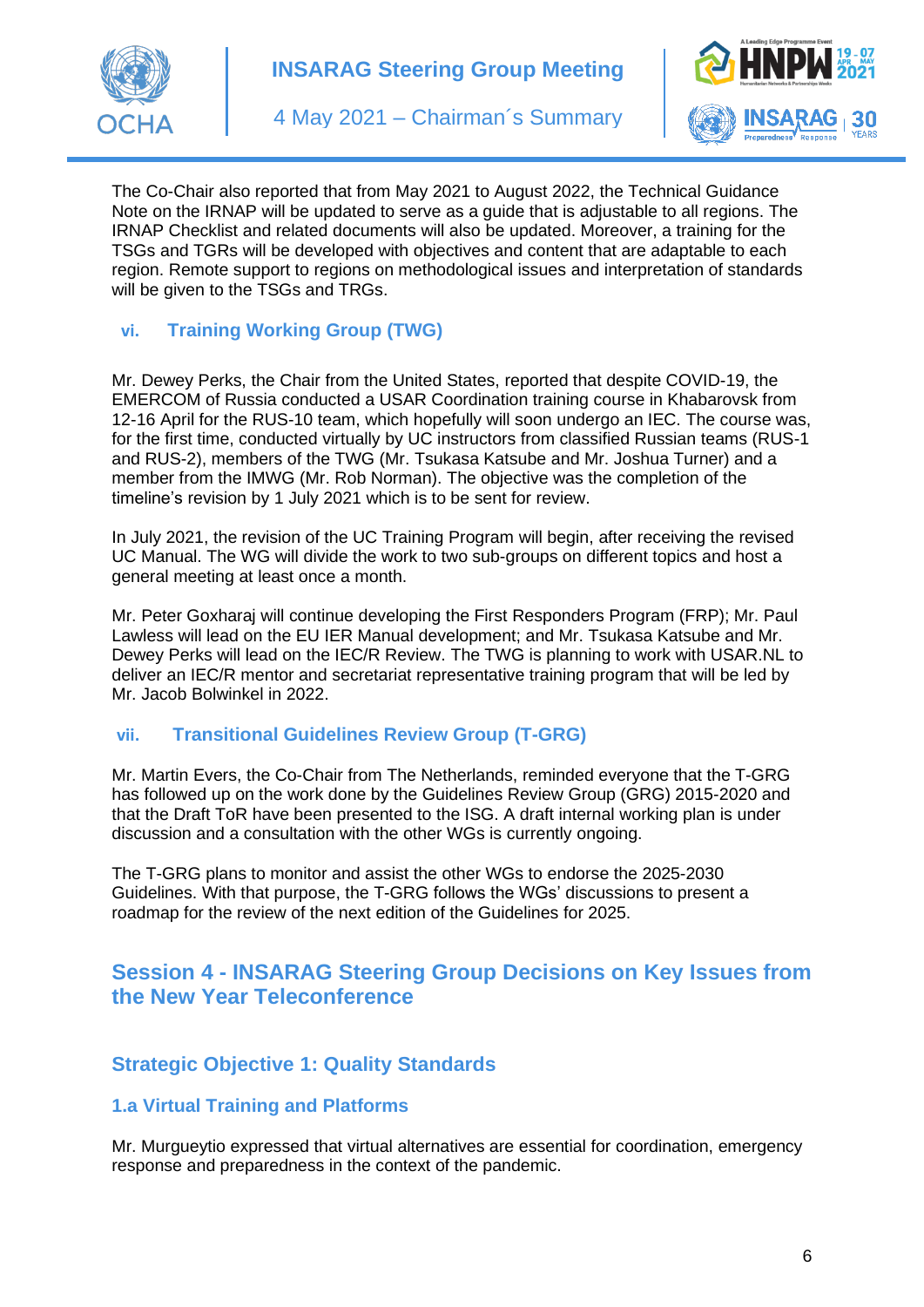The Co-Chair also reported that from May 2021 to August 2022, the Technical Guidance Note on the IRNAP will be updated to serve as a guide that is adjustable to all regions. The IRNAP Checklist and related documents will also be updated. Moreover, a training for the TSGs and TGRs will be developed with objectives and content that are adaptable to each region. Remote support to regions on methodological issues and interpretation of standards will be given to the TSGs and TRGs.

### vi. Training Working Group (TWG)

Mr. Dewey Perks, the Chair from the United States, reported that despite COVID-19, the EMERCOM of Russia conducted a USAR Coordination training course in Khabarovsk from 12-16 April for the RUS-10 team, which hopefully will soon undergo an IEC. The course was, for the first time, conducted virtually by UC instructors from classified Russian teams (RUS-1 and RUS-2), members of the TWG (Mr. Tsukasa Katsube and Mr. Joshua Turner) and a member from the IMWG (Mr. Rob Norman). The objective was the completion of the timeline's revision by 1 July 2021 which is to be sent for review.

In July 2021, the revision of the UC Training Program will begin, after receiving the revised UC Manual. The WG will divide the work to two sub-groups on different topics and host a general meeting at least once a month.

Mr. Peter Goxharaj will continue developing the First Responders Program (FRP); Mr. Paul Lawless will lead on the EU IER Manual development; and Mr. Tsukasa Katsube and Mr. Dewey Perks will lead on the IEC/R Review. The TWG is planning to work with USAR.NL to deliver an IEC/R mentor and secretariat representative training program that will be led by Mr. Jacob Bolwinkel in 2022.

### vii. Transitional Guidelines Review Group (T-GRG)

Mr. Martin Evers, the Co-Chair from The Netherlands, reminded everyone that the T-GRG has followed up on the work done by the Guidelines Review Group (GRG) 2015-2020 and that the Draft ToR have been presented to the ISG. A draft internal working plan is under discussion and a consultation with the other WGs is currently ongoing.

The T-GRG plans to monitor and assist the other WGs to endorse the 2025-2030 Guidelines. With that purpose, the T-GRG follows the WGs' discussions to present a roadmap for the review of the next edition of the Guidelines for 2025.

## Session 4 - INSARAG Steering Group Decisions on Key Issues from the New Year Teleconference

## Strategic Objective 1: Quality Standards

### 1.a Virtual Training and Platforms

Mr. Murgueytio expressed that virtual alternatives are essential for coordination, emergency response and preparedness in the context of the pandemic.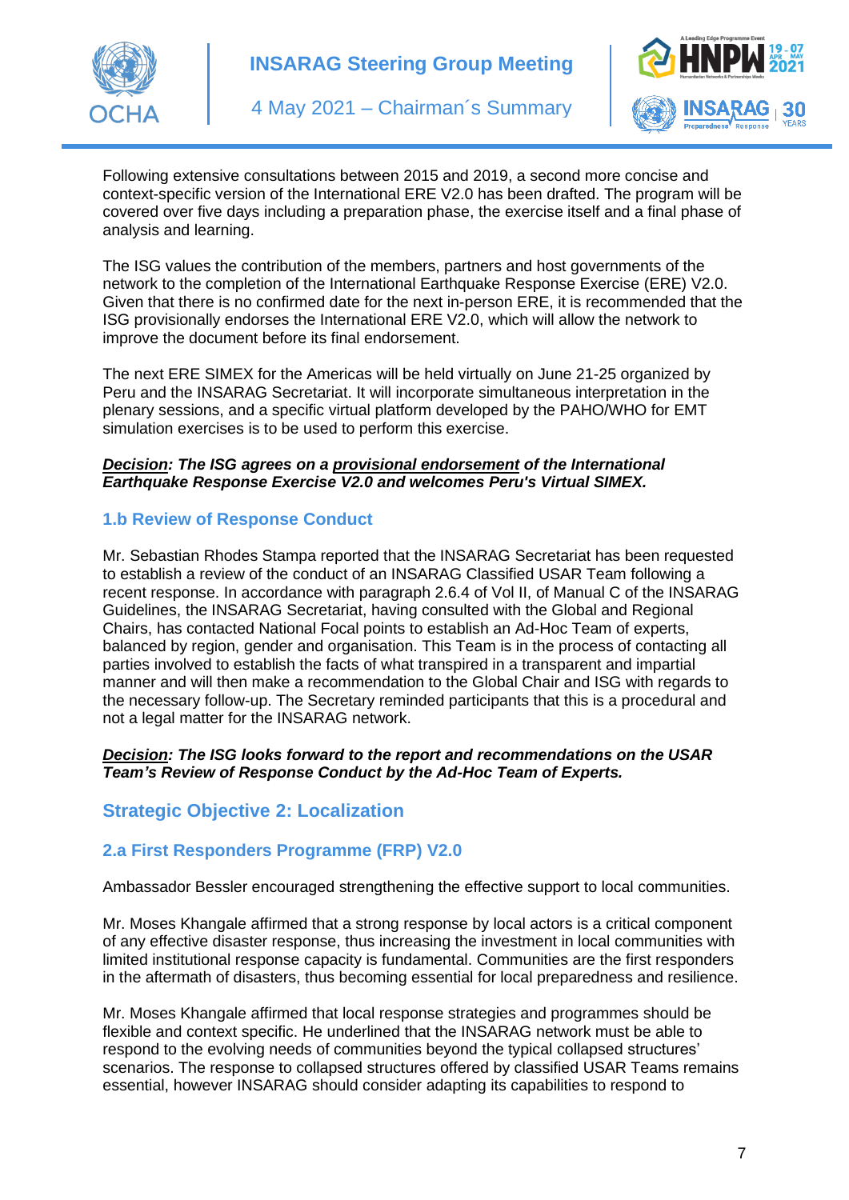Following extensive consultations between 2015 and 2019, a second more concise and context-specific version of the International ERE V2.0 has been drafted. The program will be covered over five days including a preparation phase, the exercise itself and a final phase of analysis and learning.

The ISG values the contribution of the members, partners and host governments of the network to the completion of the International Earthquake Response Exercise (ERE) V2.0. Given that there is no confirmed date for the next in-person ERE, it is recommended that the ISG provisionally endorses the International ERE V2.0, which will allow the network to improve the document before its final endorsement.

The next ERE SIMEX for the Americas will be held virtually on June 21-25 organized by Peru and the INSARAG Secretariat. It will incorporate simultaneous interpretation in the plenary sessions, and a specific virtual platform developed by the PAHO/WHO for EMT simulation exercises is to be used to perform this exercise.

***Decision*: The ISG agrees on a *provisional endorsement* of the International Earthquake Response Exercise V2.0 and welcomes Peru's Virtual SIMEX.**

### 1.b Review of Response Conduct

Mr. Sebastian Rhodes Stampa reported that the INSARAG Secretariat has been requested to establish a review of the conduct of an INSARAG Classified USAR Team following a recent response. In accordance with paragraph 2.6.4 of Vol II, of Manual C of the INSARAG Guidelines, the INSARAG Secretariat, having consulted with the Global and Regional Chairs, has contacted National Focal points to establish an Ad-Hoc Team of experts, balanced by region, gender and organisation. This Team is in the process of contacting all parties involved to establish the facts of what transpired in a transparent and impartial manner and will then make a recommendation to the Global Chair and ISG with regards to the necessary follow-up. The Secretary reminded participants that this is a procedural and not a legal matter for the INSARAG network.

***Decision*: The ISG looks forward to the report and recommendations on the USAR Team's Review of Response Conduct by the Ad-Hoc Team of Experts.**

## Strategic Objective 2: Localization

### 2.a First Responders Programme (FRP) V2.0

Ambassador Bessler encouraged strengthening the effective support to local communities.

Mr. Moses Khangale affirmed that a strong response by local actors is a critical component of any effective disaster response, thus increasing the investment in local communities with limited institutional response capacity is fundamental. Communities are the first responders in the aftermath of disasters, thus becoming essential for local preparedness and resilience.

Mr. Moses Khangale affirmed that local response strategies and programmes should be flexible and context specific. He underlined that the INSARAG network must be able to respond to the evolving needs of communities beyond the typical collapsed structures' scenarios. The response to collapsed structures offered by classified USAR Teams remains essential, however INSARAG should consider adapting its capabilities to respond to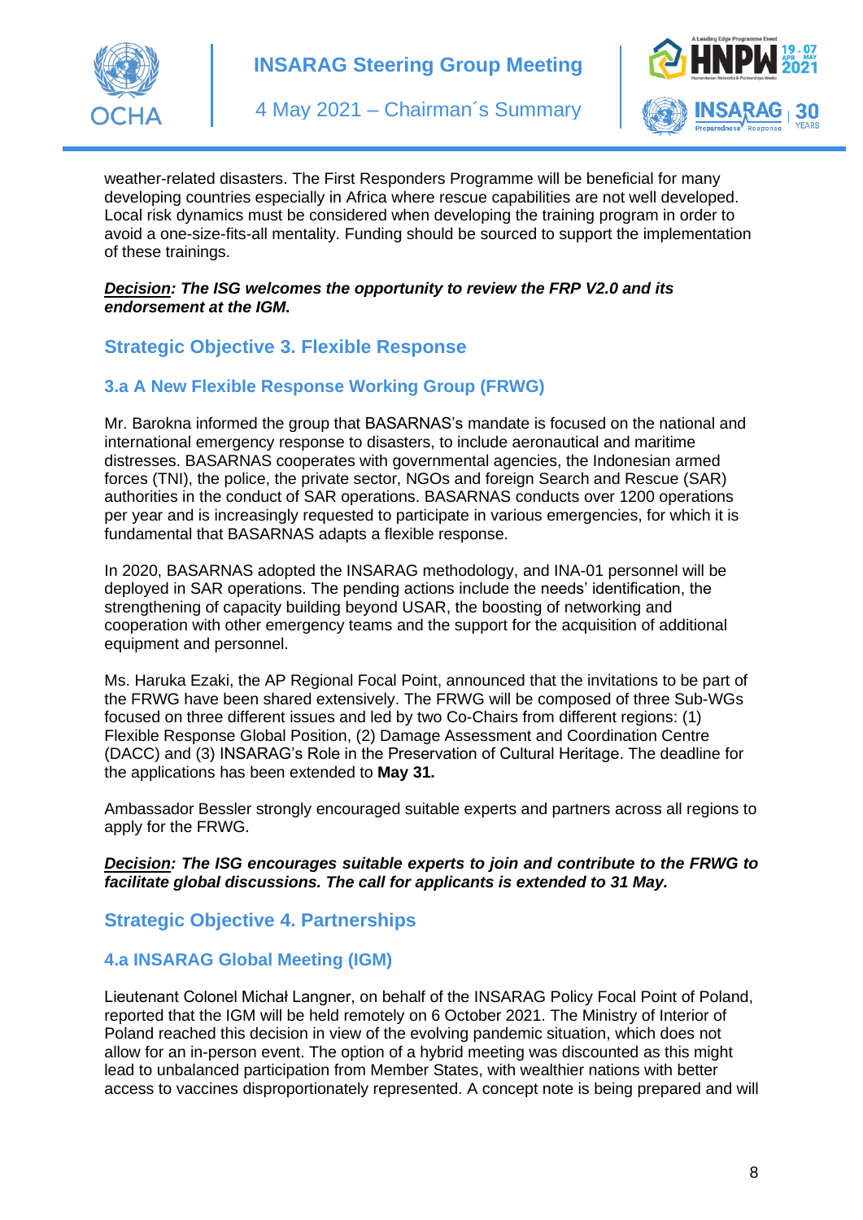weather-related disasters. The First Responders Programme will be beneficial for many developing countries especially in Africa where rescue capabilities are not well developed. Local risk dynamics must be considered when developing the training program in order to avoid a one-size-fits-all mentality. Funding should be sourced to support the implementation of these trainings.

***<u>Decision</u>*: The ISG welcomes the opportunity to review the FRP V2.0 and its endorsement at the IGM.**

## Strategic Objective 3. Flexible Response

### 3.a A New Flexible Response Working Group (FRWG)

Mr. Barokna informed the group that BASARNAS's mandate is focused on the national and international emergency response to disasters, to include aeronautical and maritime distresses. BASARNAS cooperates with governmental agencies, the Indonesian armed forces (TNI), the police, the private sector, NGOs and foreign Search and Rescue (SAR) authorities in the conduct of SAR operations. BASARNAS conducts over 1200 operations per year and is increasingly requested to participate in various emergencies, for which it is fundamental that BASARNAS adapts a flexible response.

In 2020, BASARNAS adopted the INSARAG methodology, and INA-01 personnel will be deployed in SAR operations. The pending actions include the needs' identification, the strengthening of capacity building beyond USAR, the boosting of networking and cooperation with other emergency teams and the support for the acquisition of additional equipment and personnel.

Ms. Haruka Ezaki, the AP Regional Focal Point, announced that the invitations to be part of the FRWG have been shared extensively. The FRWG will be composed of three Sub-WGs focused on three different issues and led by two Co-Chairs from different regions: (1) Flexible Response Global Position, (2) Damage Assessment and Coordination Centre (DACC) and (3) INSARAG's Role in the Preservation of Cultural Heritage. The deadline for the applications has been extended to **May 31.**

Ambassador Bessler strongly encouraged suitable experts and partners across all regions to apply for the FRWG.

***<u>Decision</u>*: The ISG encourages suitable experts to join and contribute to the FRWG to facilitate global discussions. The call for applicants is extended to 31 May.**

## Strategic Objective 4. Partnerships

### 4.a INSARAG Global Meeting (IGM)

Lieutenant Colonel Michał Langner, on behalf of the INSARAG Policy Focal Point of Poland, reported that the IGM will be held remotely on 6 October 2021. The Ministry of Interior of Poland reached this decision in view of the evolving pandemic situation, which does not allow for an in-person event. The option of a hybrid meeting was discounted as this might lead to unbalanced participation from Member States, with wealthier nations with better access to vaccines disproportionately represented. A concept note is being prepared and will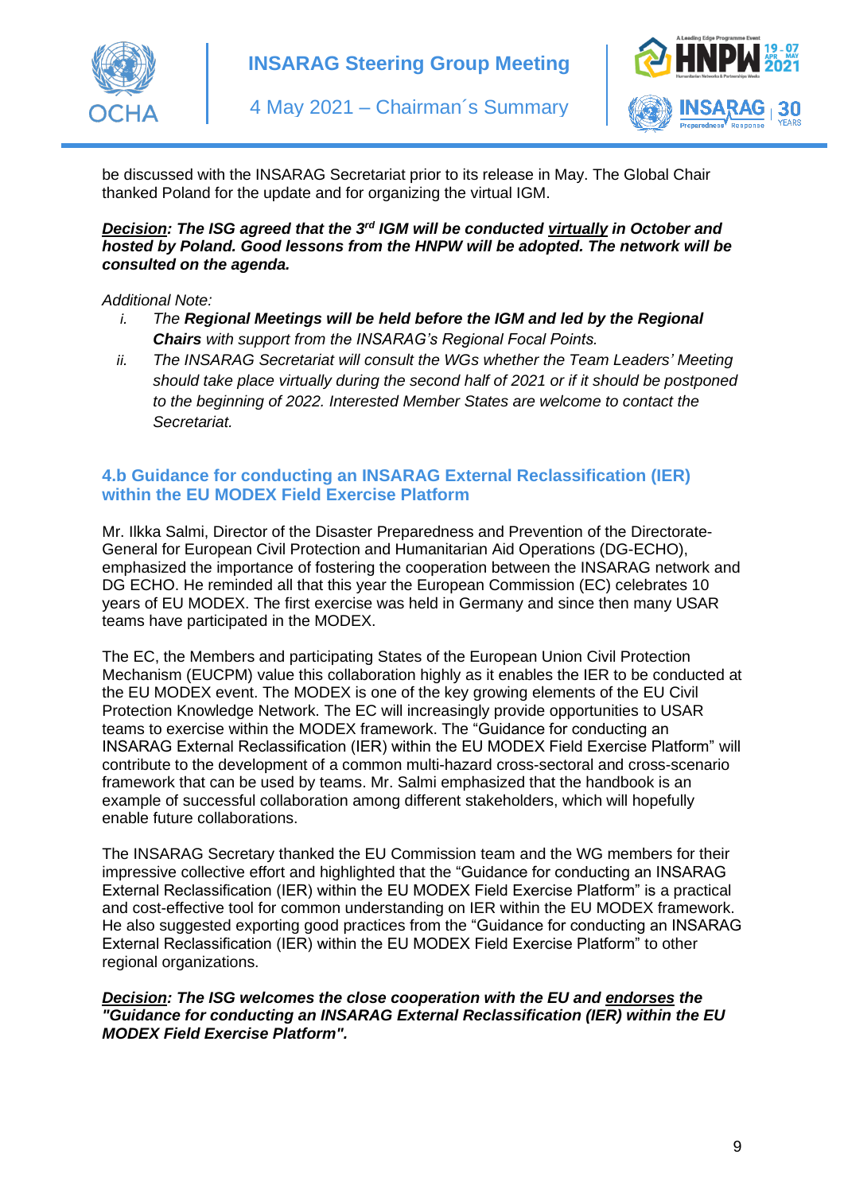be discussed with the INSARAG Secretariat prior to its release in May. The Global Chair thanked Poland for the update and for organizing the virtual IGM.

***<u>Decision</u>: The ISG agreed that the 3rd IGM will be conducted <u>virtually</u> in October and hosted by Poland. Good lessons from the HNPW will be adopted. The network will be consulted on the agenda.***

*Additional Note:*

i. *The **Regional Meetings will be held before the IGM and led by the Regional Chairs** with support from the INSARAG's Regional Focal Points.*
ii. *The INSARAG Secretariat will consult the WGs whether the Team Leaders' Meeting should take place virtually during the second half of 2021 or if it should be postponed to the beginning of 2022. Interested Member States are welcome to contact the Secretariat.*

### 4.b Guidance for conducting an INSARAG External Reclassification (IER) within the EU MODEX Field Exercise Platform

Mr. Ilkka Salmi, Director of the Disaster Preparedness and Prevention of the Directorate-General for European Civil Protection and Humanitarian Aid Operations (DG-ECHO), emphasized the importance of fostering the cooperation between the INSARAG network and DG ECHO. He reminded all that this year the European Commission (EC) celebrates 10 years of EU MODEX. The first exercise was held in Germany and since then many USAR teams have participated in the MODEX.

The EC, the Members and participating States of the European Union Civil Protection Mechanism (EUCPM) value this collaboration highly as it enables the IER to be conducted at the EU MODEX event. The MODEX is one of the key growing elements of the EU Civil Protection Knowledge Network. The EC will increasingly provide opportunities to USAR teams to exercise within the MODEX framework. The "Guidance for conducting an INSARAG External Reclassification (IER) within the EU MODEX Field Exercise Platform" will contribute to the development of a common multi-hazard cross-sectoral and cross-scenario framework that can be used by teams. Mr. Salmi emphasized that the handbook is an example of successful collaboration among different stakeholders, which will hopefully enable future collaborations.

The INSARAG Secretary thanked the EU Commission team and the WG members for their impressive collective effort and highlighted that the "Guidance for conducting an INSARAG External Reclassification (IER) within the EU MODEX Field Exercise Platform" is a practical and cost-effective tool for common understanding on IER within the EU MODEX framework. He also suggested exporting good practices from the "Guidance for conducting an INSARAG External Reclassification (IER) within the EU MODEX Field Exercise Platform" to other regional organizations.

***<u>Decision</u>: The ISG welcomes the close cooperation with the EU and <u>endorses</u> the "Guidance for conducting an INSARAG External Reclassification (IER) within the EU MODEX Field Exercise Platform".***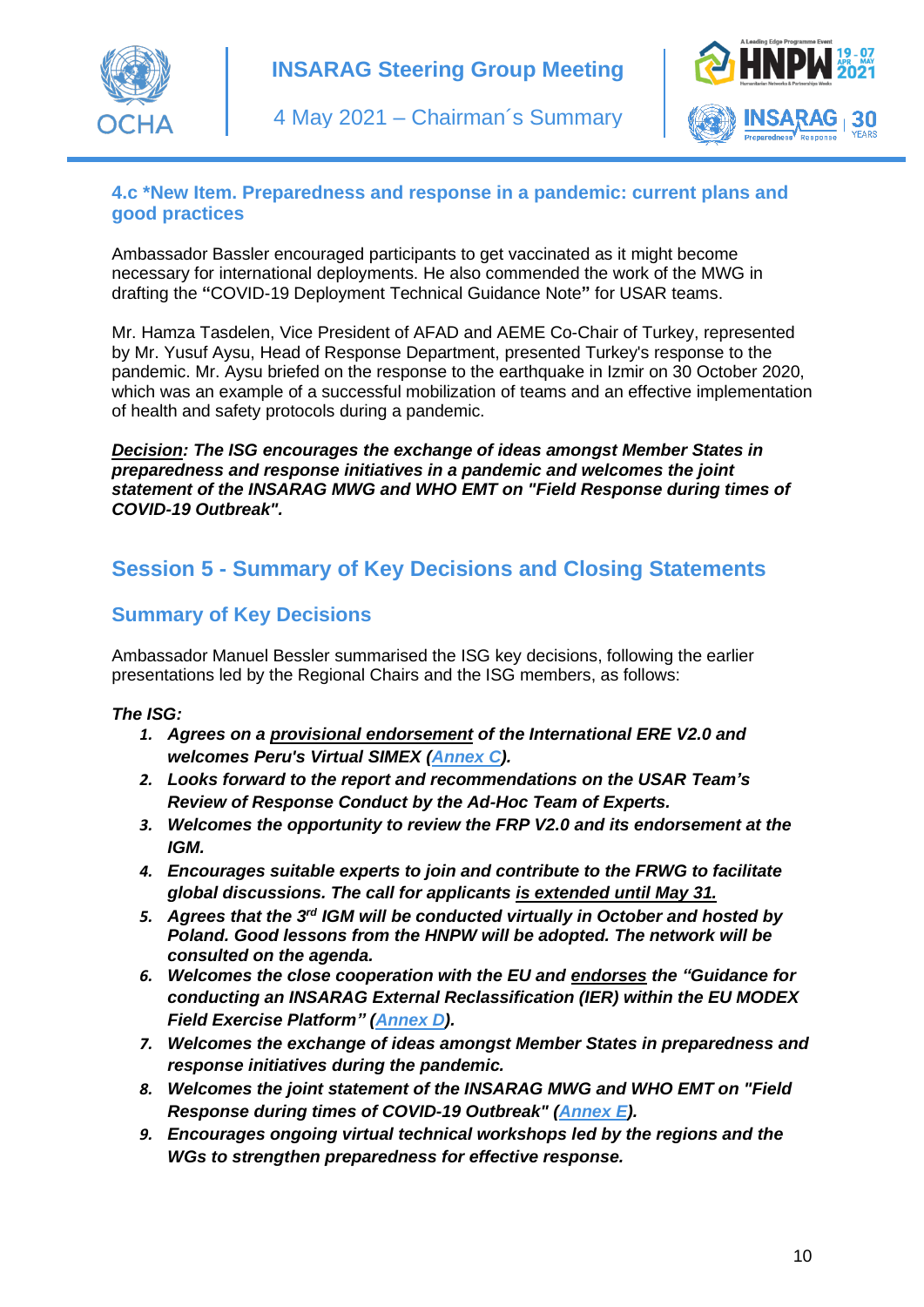### 4.c *New Item. Preparedness and response in a pandemic: current plans and good practices

Ambassador Bassler encouraged participants to get vaccinated as it might become necessary for international deployments. He also commended the work of the MWG in drafting the **"**COVID-19 Deployment Technical Guidance Note**"** for USAR teams.

Mr. Hamza Tasdelen, Vice President of AFAD and AEME Co-Chair of Turkey, represented by Mr. Yusuf Aysu, Head of Response Department, presented Turkey's response to the pandemic. Mr. Aysu briefed on the response to the earthquake in Izmir on 30 October 2020, which was an example of a successful mobilization of teams and an effective implementation of health and safety protocols during a pandemic.

***Decision**: The ISG encourages the exchange of ideas amongst Member States in preparedness and response initiatives in a pandemic and welcomes the joint statement of the INSARAG MWG and WHO EMT on "Field Response during times of COVID-19 Outbreak".*

## Session 5 - Summary of Key Decisions and Closing Statements

### Summary of Key Decisions

Ambassador Manuel Bessler summarised the ISG key decisions, following the earlier presentations led by the Regional Chairs and the ISG members, as follows:

***The ISG:***

1. ***Agrees on a provisional endorsement of the International ERE V2.0 and welcomes Peru's Virtual SIMEX (Annex C).***
2. ***Looks forward to the report and recommendations on the USAR Team's Review of Response Conduct by the Ad-Hoc Team of Experts.***
3. ***Welcomes the opportunity to review the FRP V2.0 and its endorsement at the IGM.***
4. ***Encourages suitable experts to join and contribute to the FRWG to facilitate global discussions. The call for applicants is extended until May 31.***
5. ***Agrees that the 3rd IGM will be conducted virtually in October and hosted by Poland. Good lessons from the HNPW will be adopted. The network will be consulted on the agenda.***
6. ***Welcomes the close cooperation with the EU and endorses the "Guidance for conducting an INSARAG External Reclassification (IER) within the EU MODEX Field Exercise Platform" (Annex D).***
7. ***Welcomes the exchange of ideas amongst Member States in preparedness and response initiatives during the pandemic.***
8. ***Welcomes the joint statement of the INSARAG MWG and WHO EMT on "Field Response during times of COVID-19 Outbreak" (Annex E).***
9. ***Encourages ongoing virtual technical workshops led by the regions and the WGs to strengthen preparedness for effective response.***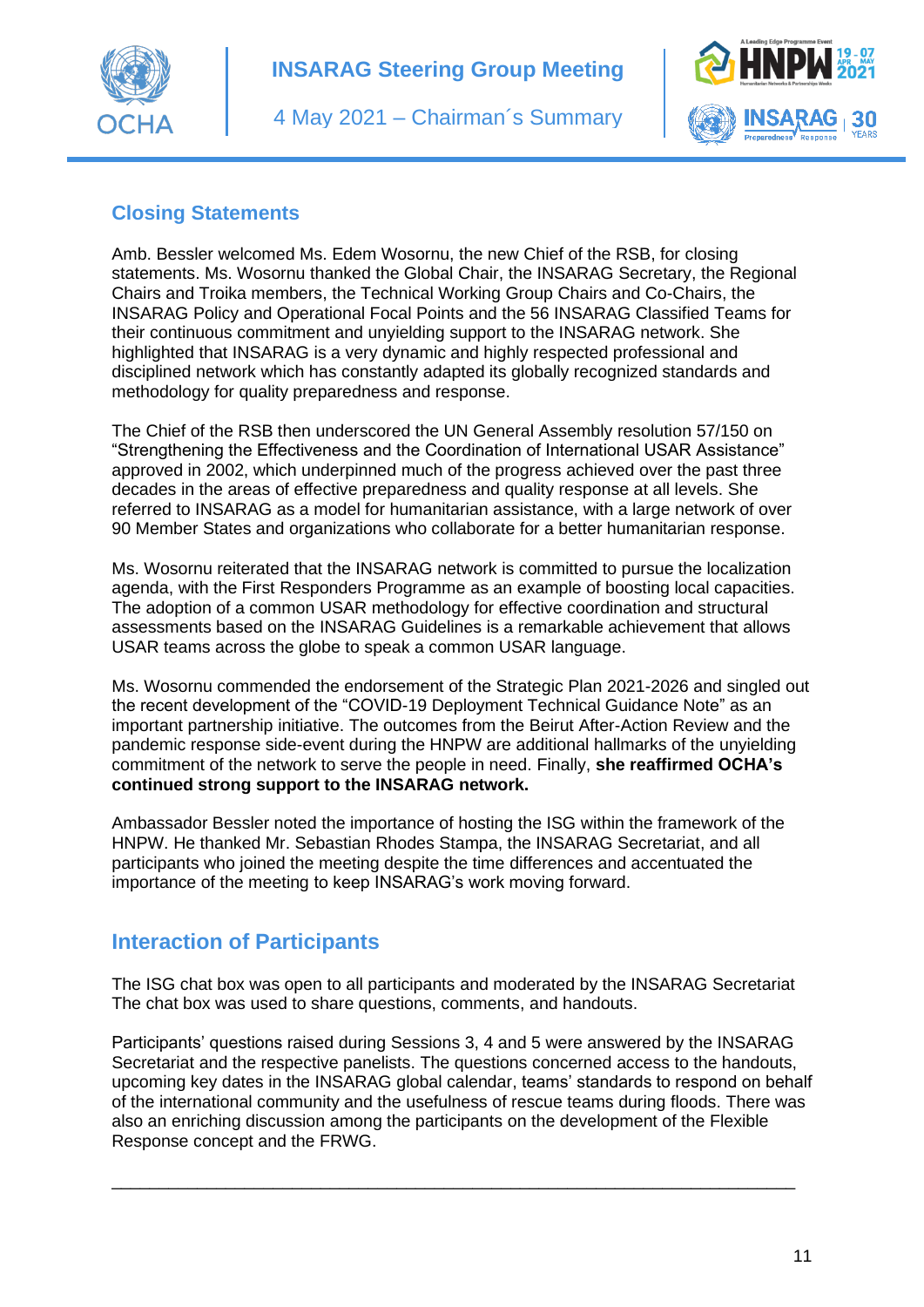## Closing Statements

Amb. Bessler welcomed Ms. Edem Wosornu, the new Chief of the RSB, for closing statements. Ms. Wosornu thanked the Global Chair, the INSARAG Secretary, the Regional Chairs and Troika members, the Technical Working Group Chairs and Co-Chairs, the INSARAG Policy and Operational Focal Points and the 56 INSARAG Classified Teams for their continuous commitment and unyielding support to the INSARAG network. She highlighted that INSARAG is a very dynamic and highly respected professional and disciplined network which has constantly adapted its globally recognized standards and methodology for quality preparedness and response.

The Chief of the RSB then underscored the UN General Assembly resolution 57/150 on "Strengthening the Effectiveness and the Coordination of International USAR Assistance" approved in 2002, which underpinned much of the progress achieved over the past three decades in the areas of effective preparedness and quality response at all levels. She referred to INSARAG as a model for humanitarian assistance, with a large network of over 90 Member States and organizations who collaborate for a better humanitarian response.

Ms. Wosornu reiterated that the INSARAG network is committed to pursue the localization agenda, with the First Responders Programme as an example of boosting local capacities. The adoption of a common USAR methodology for effective coordination and structural assessments based on the INSARAG Guidelines is a remarkable achievement that allows USAR teams across the globe to speak a common USAR language.

Ms. Wosornu commended the endorsement of the Strategic Plan 2021-2026 and singled out the recent development of the "COVID-19 Deployment Technical Guidance Note" as an important partnership initiative. The outcomes from the Beirut After-Action Review and the pandemic response side-event during the HNPW are additional hallmarks of the unyielding commitment of the network to serve the people in need. Finally, **she reaffirmed OCHA's continued strong support to the INSARAG network.**

Ambassador Bessler noted the importance of hosting the ISG within the framework of the HNPW. He thanked Mr. Sebastian Rhodes Stampa, the INSARAG Secretariat, and all participants who joined the meeting despite the time differences and accentuated the importance of the meeting to keep INSARAG's work moving forward.

## Interaction of Participants

The ISG chat box was open to all participants and moderated by the INSARAG Secretariat The chat box was used to share questions, comments, and handouts.

Participants' questions raised during Sessions 3, 4 and 5 were answered by the INSARAG Secretariat and the respective panelists. The questions concerned access to the handouts, upcoming key dates in the INSARAG global calendar, teams' standards to respond on behalf of the international community and the usefulness of rescue teams during floods. There was also an enriching discussion among the participants on the development of the Flexible Response concept and the FRWG.

---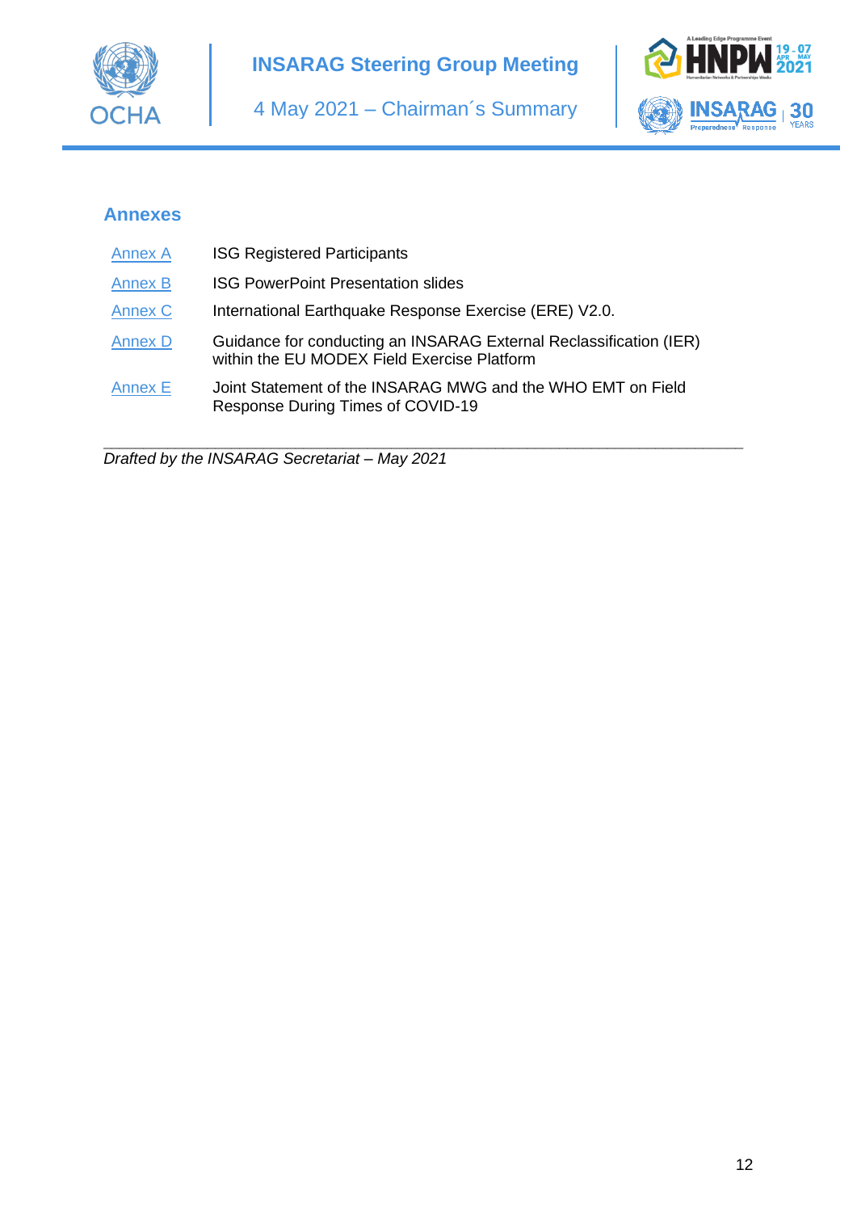## Annexes

| | |
|---|---|
| Annex A | ISG Registered Participants |
| Annex B | ISG PowerPoint Presentation slides |
| Annex C | International Earthquake Response Exercise (ERE) V2.0. |
| Annex D | Guidance for conducting an INSARAG External Reclassification (IER) within the EU MODEX Field Exercise Platform |
| Annex E | Joint Statement of the INSARAG MWG and the WHO EMT on Field Response During Times of COVID-19 |

---

*Drafted by the INSARAG Secretariat – May 2021*